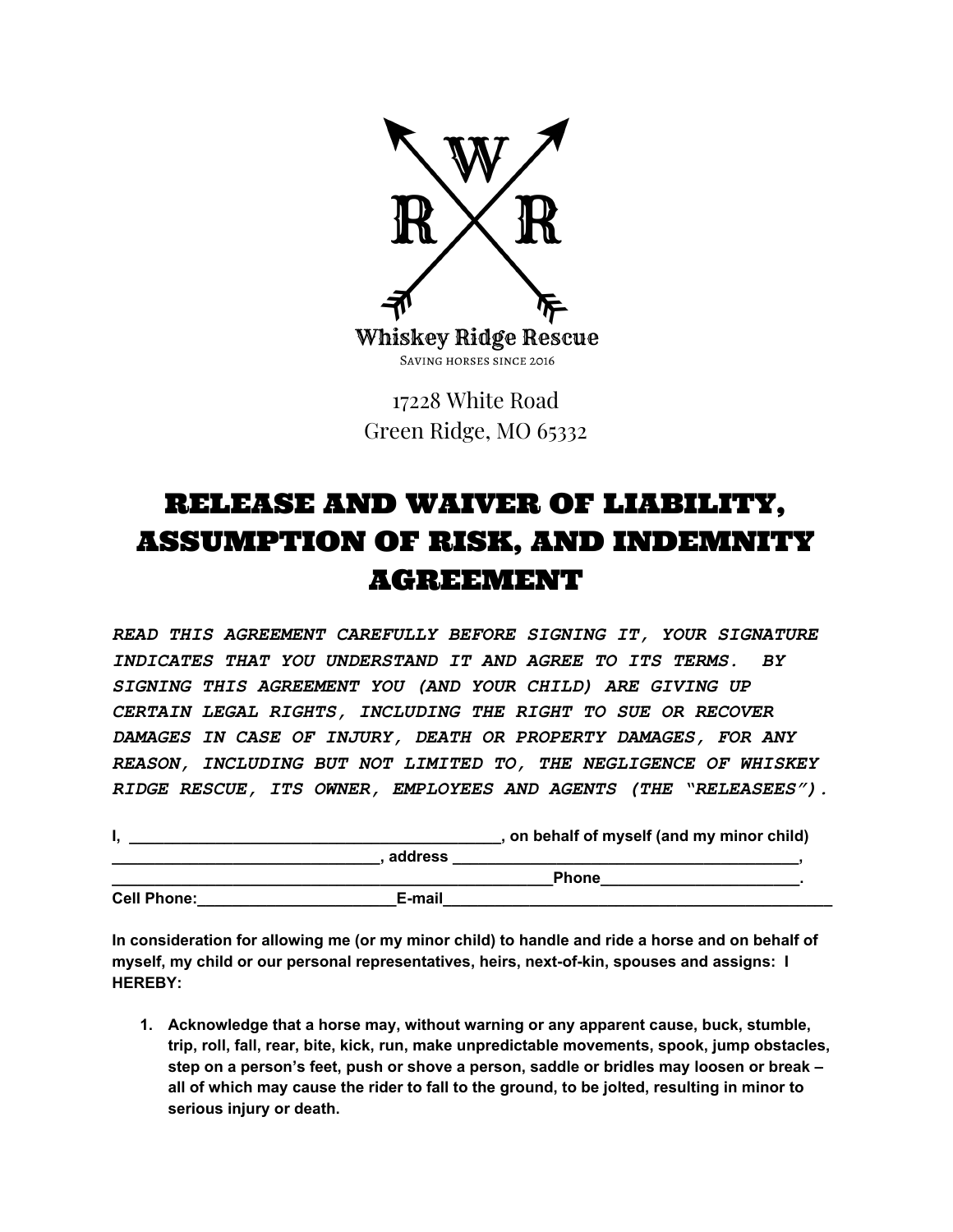Whiskey Ridge Rescue

Saving horses since 2016

17228 White Road
Green Ridge, MO 65332

# RELEASE AND WAIVER OF LIABILITY, ASSUMPTION OF RISK, AND INDEMNITY AGREEMENT

***READ THIS AGREEMENT CAREFULLY BEFORE SIGNING IT, YOUR SIGNATURE INDICATES THAT YOU UNDERSTAND IT AND AGREE TO ITS TERMS. BY SIGNING THIS AGREEMENT YOU (AND YOUR CHILD) ARE GIVING UP CERTAIN LEGAL RIGHTS, INCLUDING THE RIGHT TO SUE OR RECOVER DAMAGES IN CASE OF INJURY, DEATH OR PROPERTY DAMAGES, FOR ANY REASON, INCLUDING BUT NOT LIMITED TO, THE NEGLIGENCE OF WHISKEY RIDGE RESCUE, ITS OWNER, EMPLOYEES AND AGENTS (THE "RELEASEES").***

**I, ____________________________________________, on behalf of myself (and my minor child) _______________________________, address __________________________________________, _____________________________________________________Phone________________________. Cell Phone:_______________________E-mail_______________________________________________**

**In consideration for allowing me (or my minor child) to handle and ride a horse and on behalf of myself, my child or our personal representatives, heirs, next-of-kin, spouses and assigns: I HEREBY:**

1. **Acknowledge that a horse may, without warning or any apparent cause, buck, stumble, trip, roll, fall, rear, bite, kick, run, make unpredictable movements, spook, jump obstacles, step on a person's feet, push or shove a person, saddle or bridles may loosen or break – all of which may cause the rider to fall to the ground, to be jolted, resulting in minor to serious injury or death.**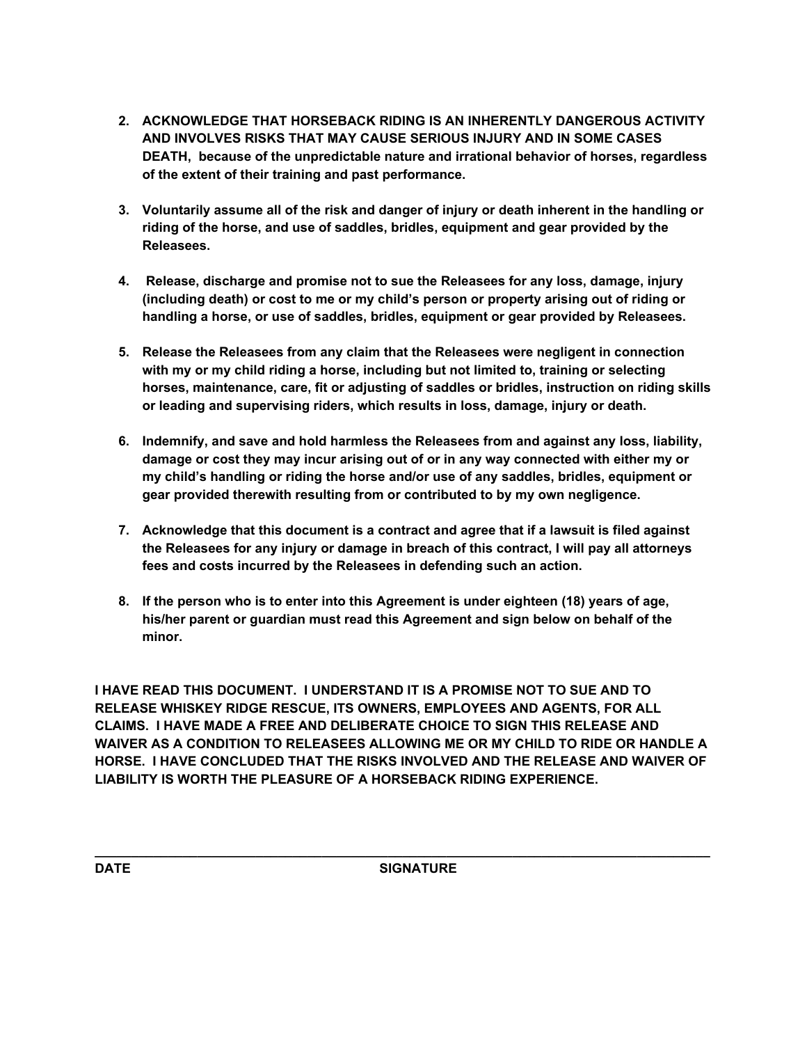2. **ACKNOWLEDGE THAT HORSEBACK RIDING IS AN INHERENTLY DANGEROUS ACTIVITY AND INVOLVES RISKS THAT MAY CAUSE SERIOUS INJURY AND IN SOME CASES DEATH, because of the unpredictable nature and irrational behavior of horses, regardless of the extent of their training and past performance.**

3. **Voluntarily assume all of the risk and danger of injury or death inherent in the handling or riding of the horse, and use of saddles, bridles, equipment and gear provided by the Releasees.**

4. **Release, discharge and promise not to sue the Releasees for any loss, damage, injury (including death) or cost to me or my child's person or property arising out of riding or handling a horse, or use of saddles, bridles, equipment or gear provided by Releasees.**

5. **Release the Releasees from any claim that the Releasees were negligent in connection with my or my child riding a horse, including but not limited to, training or selecting horses, maintenance, care, fit or adjusting of saddles or bridles, instruction on riding skills or leading and supervising riders, which results in loss, damage, injury or death.**

6. **Indemnify, and save and hold harmless the Releasees from and against any loss, liability, damage or cost they may incur arising out of or in any way connected with either my or my child's handling or riding the horse and/or use of any saddles, bridles, equipment or gear provided therewith resulting from or contributed to by my own negligence.**

7. **Acknowledge that this document is a contract and agree that if a lawsuit is filed against the Releasees for any injury or damage in breach of this contract, I will pay all attorneys fees and costs incurred by the Releasees in defending such an action.**

8. **If the person who is to enter into this Agreement is under eighteen (18) years of age, his/her parent or guardian must read this Agreement and sign below on behalf of the minor.**

**I HAVE READ THIS DOCUMENT. I UNDERSTAND IT IS A PROMISE NOT TO SUE AND TO RELEASE WHISKEY RIDGE RESCUE, ITS OWNERS, EMPLOYEES AND AGENTS, FOR ALL CLAIMS. I HAVE MADE A FREE AND DELIBERATE CHOICE TO SIGN THIS RELEASE AND WAIVER AS A CONDITION TO RELEASEES ALLOWING ME OR MY CHILD TO RIDE OR HANDLE A HORSE. I HAVE CONCLUDED THAT THE RISKS INVOLVED AND THE RELEASE AND WAIVER OF LIABILITY IS WORTH THE PLEASURE OF A HORSEBACK RIDING EXPERIENCE.**

______________________________________________________________________________

**DATE** **SIGNATURE**